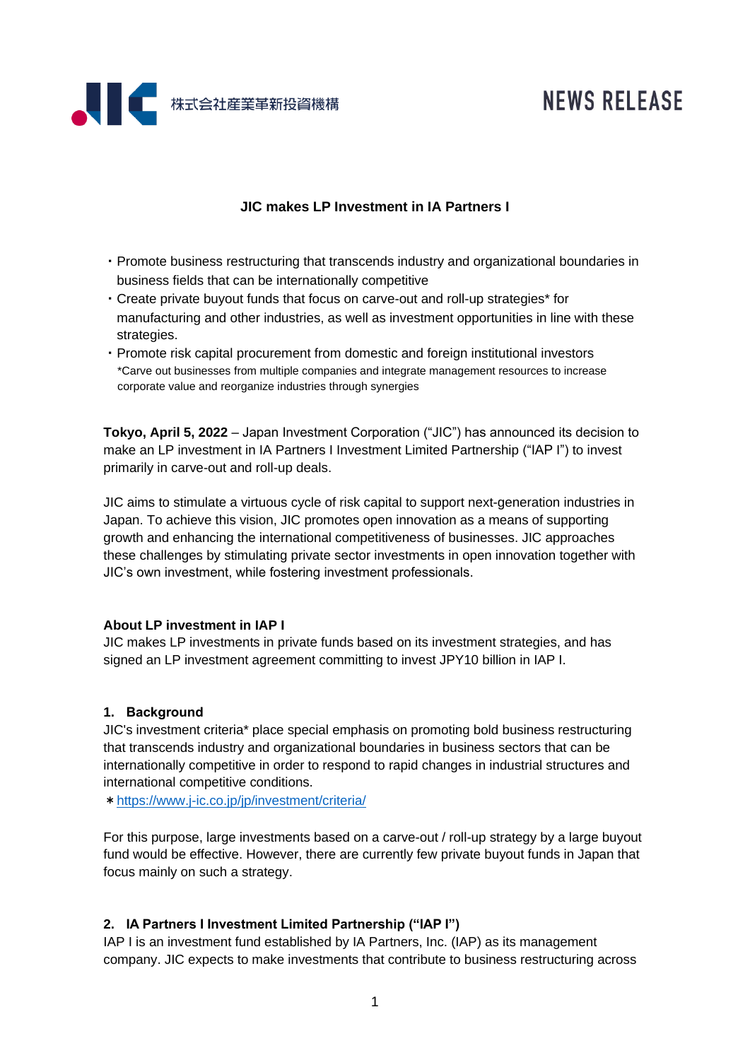株式会社産業革新投資機構

NEWS RELEASE

# JIC makes LP Investment in IA Partners I

- Promote business restructuring that transcends industry and organizational boundaries in business fields that can be internationally competitive
- Create private buyout funds that focus on carve-out and roll-up strategies* for manufacturing and other industries, as well as investment opportunities in line with these strategies.
- Promote risk capital procurement from domestic and foreign institutional investors

*Carve out businesses from multiple companies and integrate management resources to increase corporate value and reorganize industries through synergies

**Tokyo, April 5, 2022** – Japan Investment Corporation ("JIC") has announced its decision to make an LP investment in IA Partners I Investment Limited Partnership ("IAP I") to invest primarily in carve-out and roll-up deals.

JIC aims to stimulate a virtuous cycle of risk capital to support next-generation industries in Japan. To achieve this vision, JIC promotes open innovation as a means of supporting growth and enhancing the international competitiveness of businesses. JIC approaches these challenges by stimulating private sector investments in open innovation together with JIC's own investment, while fostering investment professionals.

**About LP investment in IAP I**

JIC makes LP investments in private funds based on its investment strategies, and has signed an LP investment agreement committing to invest JPY10 billion in IAP I.

**1. Background**

JIC's investment criteria* place special emphasis on promoting bold business restructuring that transcends industry and organizational boundaries in business sectors that can be internationally competitive in order to respond to rapid changes in industrial structures and international competitive conditions.

*https://www.j-ic.co.jp/jp/investment/criteria/

For this purpose, large investments based on a carve-out / roll-up strategy by a large buyout fund would be effective. However, there are currently few private buyout funds in Japan that focus mainly on such a strategy.

**2. IA Partners I Investment Limited Partnership ("IAP I")**

IAP I is an investment fund established by IA Partners, Inc. (IAP) as its management company. JIC expects to make investments that contribute to business restructuring across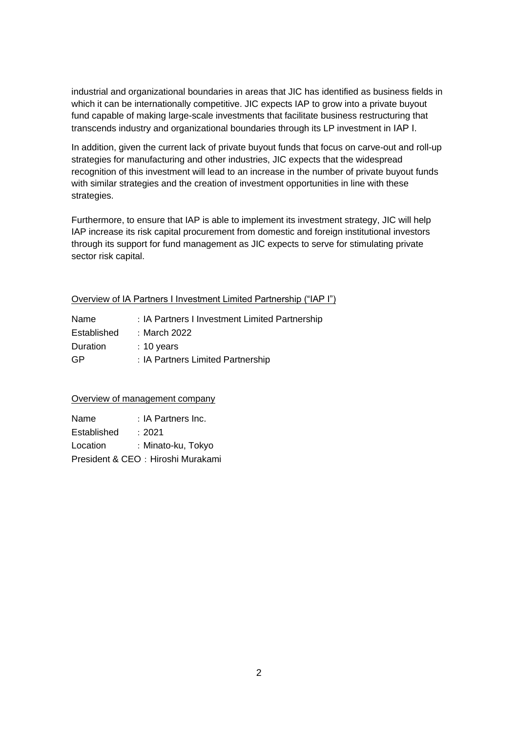industrial and organizational boundaries in areas that JIC has identified as business fields in which it can be internationally competitive. JIC expects IAP to grow into a private buyout fund capable of making large-scale investments that facilitate business restructuring that transcends industry and organizational boundaries through its LP investment in IAP I.

In addition, given the current lack of private buyout funds that focus on carve-out and roll-up strategies for manufacturing and other industries, JIC expects that the widespread recognition of this investment will lead to an increase in the number of private buyout funds with similar strategies and the creation of investment opportunities in line with these strategies.

Furthermore, to ensure that IAP is able to implement its investment strategy, JIC will help IAP increase its risk capital procurement from domestic and foreign institutional investors through its support for fund management as JIC expects to serve for stimulating private sector risk capital.

<u>Overview of IA Partners I Investment Limited Partnership ("IAP I")</u>

Name : IA Partners I Investment Limited Partnership
Established : March 2022
Duration : 10 years
GP : IA Partners Limited Partnership

<u>Overview of management company</u>

Name : IA Partners Inc.
Established : 2021
Location : Minato-ku, Tokyo
President & CEO : Hiroshi Murakami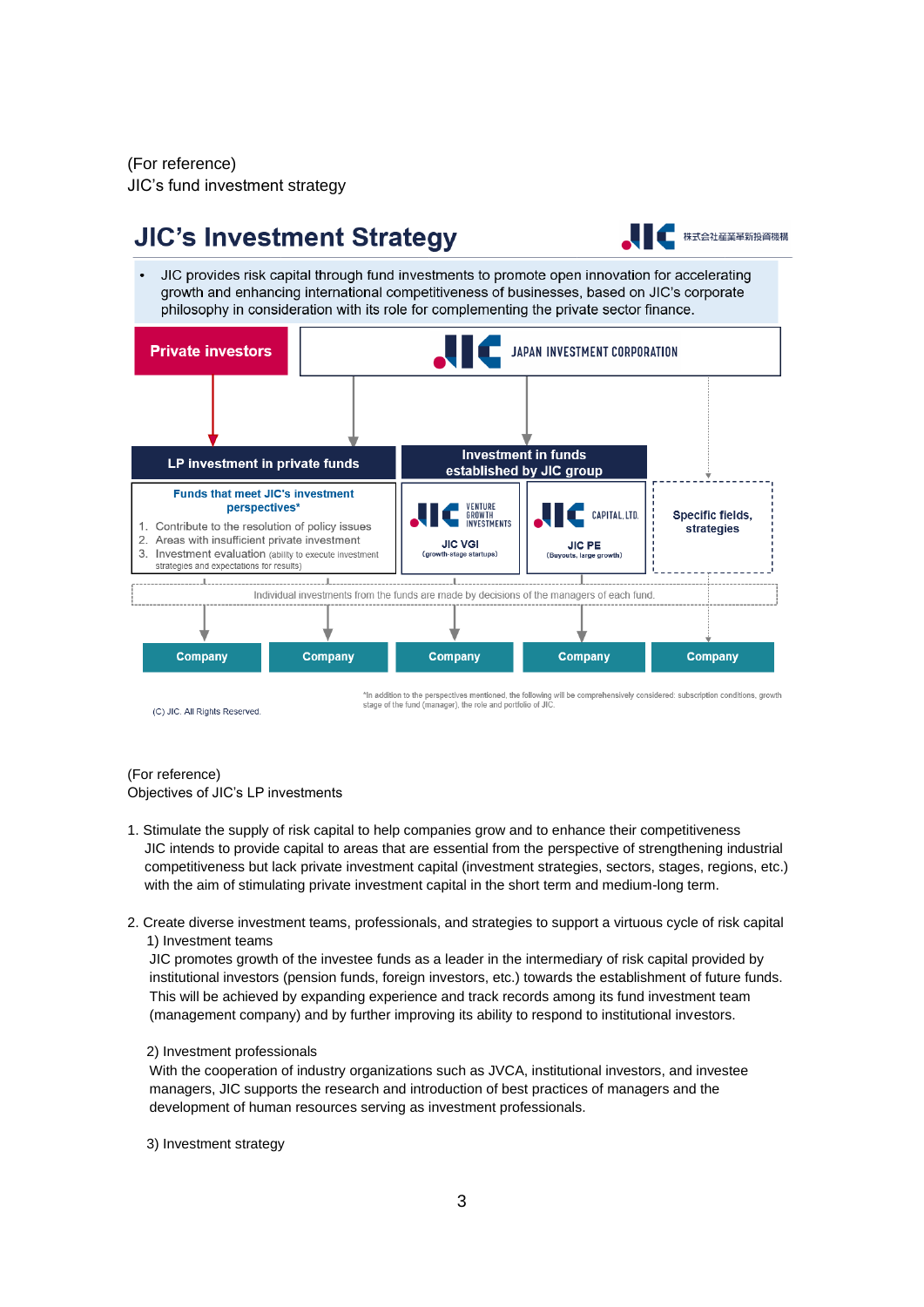(For reference)
JIC's fund investment strategy

## JIC's Investment Strategy

株式会社産業革新投資機構

- JIC provides risk capital through fund investments to promote open innovation for accelerating growth and enhancing international competitiveness of businesses, based on JIC's corporate philosophy in consideration with its role for complementing the private sector finance.

**Private investors**

JAPAN INVESTMENT CORPORATION

**LP investment in private funds**

**Funds that meet JIC's investment perspectives***

1. Contribute to the resolution of policy issues
2. Areas with insufficient private investment
3. Investment evaluation (ability to execute investment strategies and expectations for results)

**Investment in funds established by JIC group**

VENTURE GROWTH INVESTMENTS
JIC VGI (growth-stage startups)

CAPITAL, LTD.
JIC PE (Buyouts, large growth)

**Specific fields, strategies**

Individual investments from the funds are made by decisions of the managers of each fund.

Company | Company | Company | Company | Company

*In addition to the perspectives mentioned, the following will be comprehensively considered: subscription conditions, growth stage of the fund (manager), the role and portfolio of JIC.

(C) JIC. All Rights Reserved.

(For reference)
Objectives of JIC's LP investments

1. Stimulate the supply of risk capital to help companies grow and to enhance their competitiveness
   JIC intends to provide capital to areas that are essential from the perspective of strengthening industrial competitiveness but lack private investment capital (investment strategies, sectors, stages, regions, etc.) with the aim of stimulating private investment capital in the short term and medium-long term.

2. Create diverse investment teams, professionals, and strategies to support a virtuous cycle of risk capital
   1) Investment teams
   JIC promotes growth of the investee funds as a leader in the intermediary of risk capital provided by institutional investors (pension funds, foreign investors, etc.) towards the establishment of future funds. This will be achieved by expanding experience and track records among its fund investment team (management company) and by further improving its ability to respond to institutional investors.

   2) Investment professionals
   With the cooperation of industry organizations such as JVCA, institutional investors, and investee managers, JIC supports the research and introduction of best practices of managers and the development of human resources serving as investment professionals.

   3) Investment strategy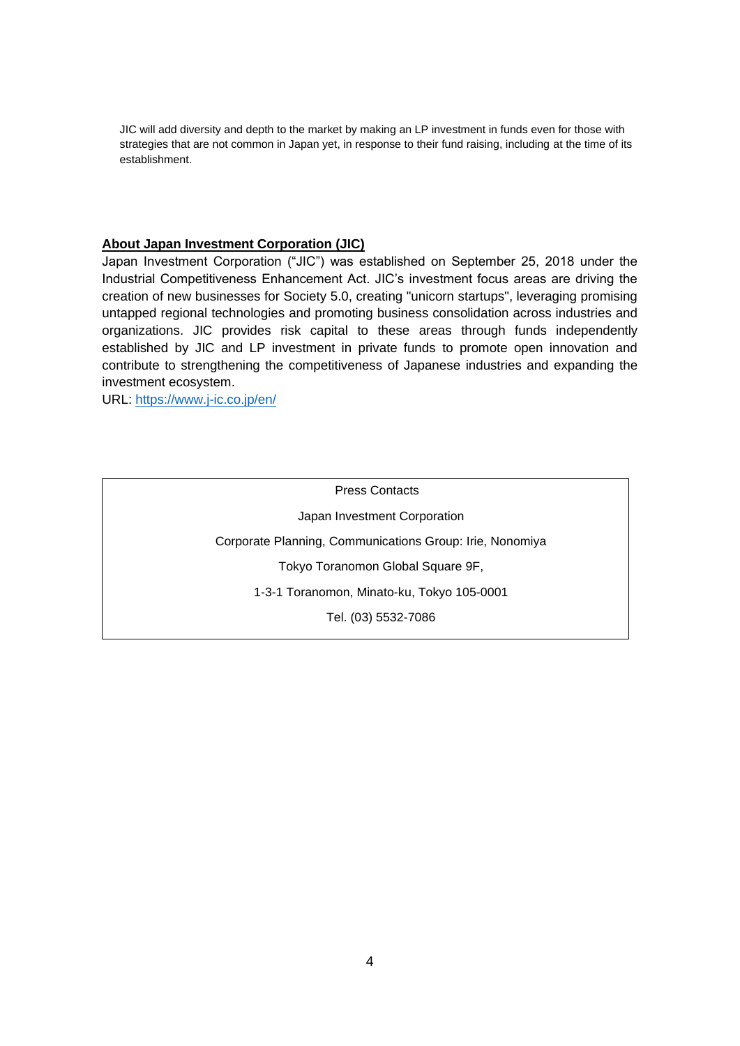JIC will add diversity and depth to the market by making an LP investment in funds even for those with strategies that are not common in Japan yet, in response to their fund raising, including at the time of its establishment.

## About Japan Investment Corporation (JIC)

Japan Investment Corporation ("JIC") was established on September 25, 2018 under the Industrial Competitiveness Enhancement Act. JIC's investment focus areas are driving the creation of new businesses for Society 5.0, creating "unicorn startups", leveraging promising untapped regional technologies and promoting business consolidation across industries and organizations. JIC provides risk capital to these areas through funds independently established by JIC and LP investment in private funds to promote open innovation and contribute to strengthening the competitiveness of Japanese industries and expanding the investment ecosystem.

URL: https://www.j-ic.co.jp/en/

Press Contacts

Japan Investment Corporation

Corporate Planning, Communications Group: Irie, Nonomiya

Tokyo Toranomon Global Square 9F,

1-3-1 Toranomon, Minato-ku, Tokyo 105-0001

Tel. (03) 5532-7086